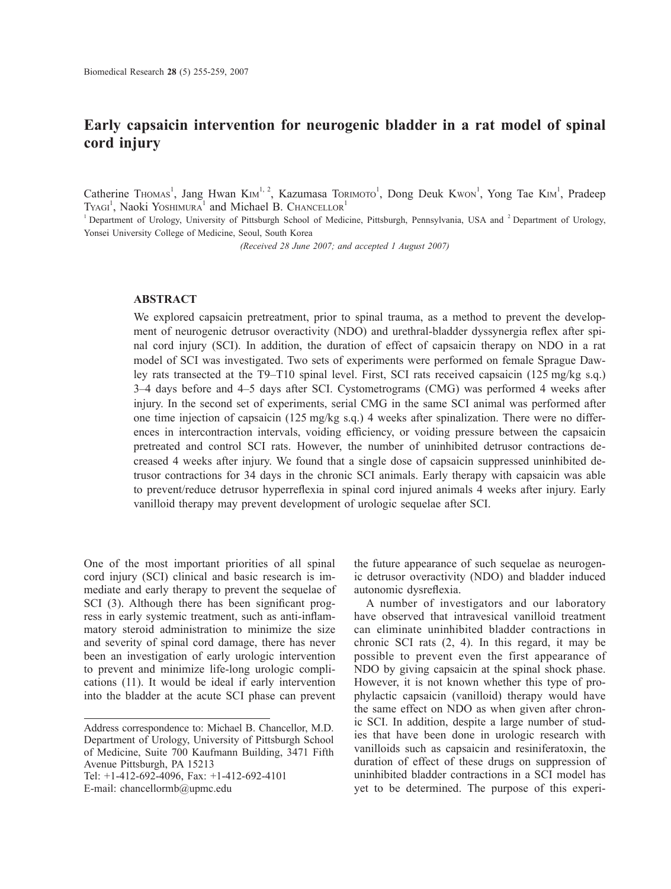# Early capsaicin intervention for neurogenic bladder in a rat model of spinal cord injury

Catherine THOMAS[1], Jang Hwan KIM[1, 2], Kazumasa TORIMOTO[1], Dong Deuk KWON[1], Yong Tae KIM[1], Pradeep TYAGI[1], Naoki YOSHIMURA[1] and Michael B. CHANCELLOR[1]

[1] Department of Urology, University of Pittsburgh School of Medicine, Pittsburgh, Pennsylvania, USA and [2] Department of Urology, Yonsei University College of Medicine, Seoul, South Korea

*(Received 28 June 2007; and accepted 1 August 2007)*

## ABSTRACT

We explored capsaicin pretreatment, prior to spinal trauma, as a method to prevent the development of neurogenic detrusor overactivity (NDO) and urethral-bladder dyssynergia reflex after spinal cord injury (SCI). In addition, the duration of effect of capsaicin therapy on NDO in a rat model of SCI was investigated. Two sets of experiments were performed on female Sprague Dawley rats transected at the T9–T10 spinal level. First, SCI rats received capsaicin (125 mg/kg s.q.) 3–4 days before and 4–5 days after SCI. Cystometrograms (CMG) was performed 4 weeks after injury. In the second set of experiments, serial CMG in the same SCI animal was performed after one time injection of capsaicin (125 mg/kg s.q.) 4 weeks after spinalization. There were no differences in intercontraction intervals, voiding efficiency, or voiding pressure between the capsaicin pretreated and control SCI rats. However, the number of uninhibited detrusor contractions decreased 4 weeks after injury. We found that a single dose of capsaicin suppressed uninhibited detrusor contractions for 34 days in the chronic SCI animals. Early therapy with capsaicin was able to prevent/reduce detrusor hyperreflexia in spinal cord injured animals 4 weeks after injury. Early vanilloid therapy may prevent development of urologic sequelae after SCI.

One of the most important priorities of all spinal cord injury (SCI) clinical and basic research is immediate and early therapy to prevent the sequelae of SCI (3). Although there has been significant progress in early systemic treatment, such as anti-inflammatory steroid administration to minimize the size and severity of spinal cord damage, there has never been an investigation of early urologic intervention to prevent and minimize life-long urologic complications (11). It would be ideal if early intervention into the bladder at the acute SCI phase can prevent the future appearance of such sequelae as neurogenic detrusor overactivity (NDO) and bladder induced autonomic dysreflexia.

A number of investigators and our laboratory have observed that intravesical vanilloid treatment can eliminate uninhibited bladder contractions in chronic SCI rats (2, 4). In this regard, it may be possible to prevent even the first appearance of NDO by giving capsaicin at the spinal shock phase. However, it is not known whether this type of prophylactic capsaicin (vanilloid) therapy would have the same effect on NDO as when given after chronic SCI. In addition, despite a large number of studies that have been done in urologic research with vanilloids such as capsaicin and resiniferatoxin, the duration of effect of these drugs on suppression of uninhibited bladder contractions in a SCI model has yet to be determined. The purpose of this experi-

Address correspondence to: Michael B. Chancellor, M.D. Department of Urology, University of Pittsburgh School of Medicine, Suite 700 Kaufmann Building, 3471 Fifth Avenue Pittsburgh, PA 15213
Tel: +1-412-692-4096, Fax: +1-412-692-4101
E-mail: chancellormb@upmc.edu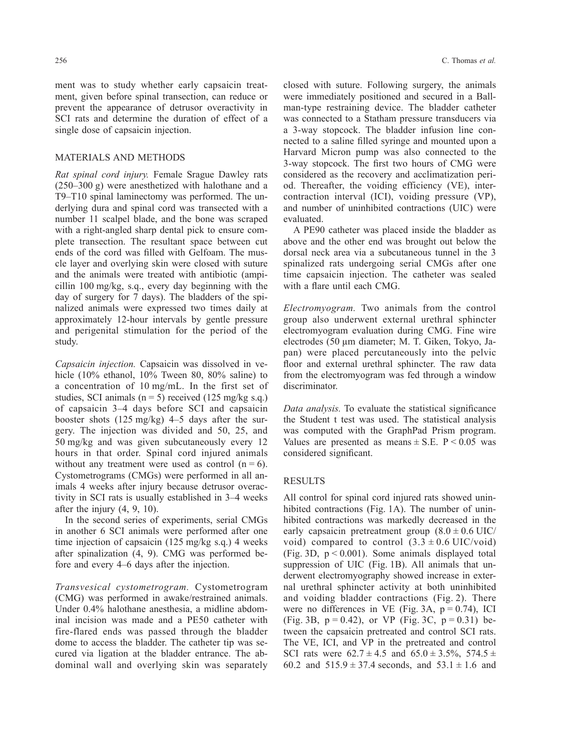ment was to study whether early capsaicin treatment, given before spinal transection, can reduce or prevent the appearance of detrusor overactivity in SCI rats and determine the duration of effect of a single dose of capsaicin injection.

## MATERIALS AND METHODS

*Rat spinal cord injury.* Female Srague Dawley rats (250–300 g) were anesthetized with halothane and a T9–T10 spinal laminectomy was performed. The underlying dura and spinal cord was transected with a number 11 scalpel blade, and the bone was scraped with a right-angled sharp dental pick to ensure complete transection. The resultant space between cut ends of the cord was filled with Gelfoam. The muscle layer and overlying skin were closed with suture and the animals were treated with antibiotic (ampicillin 100 mg/kg, s.q., every day beginning with the day of surgery for 7 days). The bladders of the spinalized animals were expressed two times daily at approximately 12-hour intervals by gentle pressure and perigenital stimulation for the period of the study.

*Capsaicin injection.* Capsaicin was dissolved in vehicle (10% ethanol, 10% Tween 80, 80% saline) to a concentration of 10 mg/mL. In the first set of studies, SCI animals ($n = 5$) received (125 mg/kg s.q.) of capsaicin 3–4 days before SCI and capsaicin booster shots (125 mg/kg) 4–5 days after the surgery. The injection was divided and 50, 25, and 50 mg/kg and was given subcutaneously every 12 hours in that order. Spinal cord injured animals without any treatment were used as control ($n = 6$). Cystometrograms (CMGs) were performed in all animals 4 weeks after injury because detrusor overactivity in SCI rats is usually established in 3–4 weeks after the injury (4, 9, 10).

In the second series of experiments, serial CMGs in another 6 SCI animals were performed after one time injection of capsaicin (125 mg/kg s.q.) 4 weeks after spinalization (4, 9). CMG was performed before and every 4–6 days after the injection.

*Transvesical cystometrogram.* Cystometrogram (CMG) was performed in awake/restrained animals. Under 0.4% halothane anesthesia, a midline abdominal incision was made and a PE50 catheter with fire-flared ends was passed through the bladder dome to access the bladder. The catheter tip was secured via ligation at the bladder entrance. The abdominal wall and overlying skin was separately closed with suture. Following surgery, the animals were immediately positioned and secured in a Ballman-type restraining device. The bladder catheter was connected to a Statham pressure transducers via a 3-way stopcock. The bladder infusion line connected to a saline filled syringe and mounted upon a Harvard Micron pump was also connected to the 3-way stopcock. The first two hours of CMG were considered as the recovery and acclimatization period. Thereafter, the voiding efficiency (VE), intercontraction interval (ICI), voiding pressure (VP), and number of uninhibited contractions (UIC) were evaluated.

A PE90 catheter was placed inside the bladder as above and the other end was brought out below the dorsal neck area via a subcutaneous tunnel in the 3 spinalized rats undergoing serial CMGs after one time capsaicin injection. The catheter was sealed with a flare until each CMG.

*Electromyogram.* Two animals from the control group also underwent external urethral sphincter electromyogram evaluation during CMG. Fine wire electrodes (50 μm diameter; M. T. Giken, Tokyo, Japan) were placed percutaneously into the pelvic floor and external urethral sphincter. The raw data from the electromyogram was fed through a window discriminator.

*Data analysis.* To evaluate the statistical significance the Student t test was used. The statistical analysis was computed with the GraphPad Prism program. Values are presented as means ± S.E. $P < 0.05$ was considered significant.

## RESULTS

All control for spinal cord injured rats showed uninhibited contractions (Fig. 1A). The number of uninhibited contractions was markedly decreased in the early capsaicin pretreatment group (8.0 ± 0.6 UIC/void) compared to control (3.3 ± 0.6 UIC/void) (Fig. 3D, $p < 0.001$). Some animals displayed total suppression of UIC (Fig. 1B). All animals that underwent electromyography showed increase in external urethral sphincter activity at both uninhibited and voiding bladder contractions (Fig. 2). There were no differences in VE (Fig. 3A, $p = 0.74$), ICI (Fig. 3B, $p = 0.42$), or VP (Fig. 3C, $p = 0.31$) between the capsaicin pretreated and control SCI rats. The VE, ICI, and VP in the pretreated and control SCI rats were 62.7 ± 4.5 and 65.0 ± 3.5%, 574.5 ± 60.2 and 515.9 ± 37.4 seconds, and 53.1 ± 1.6 and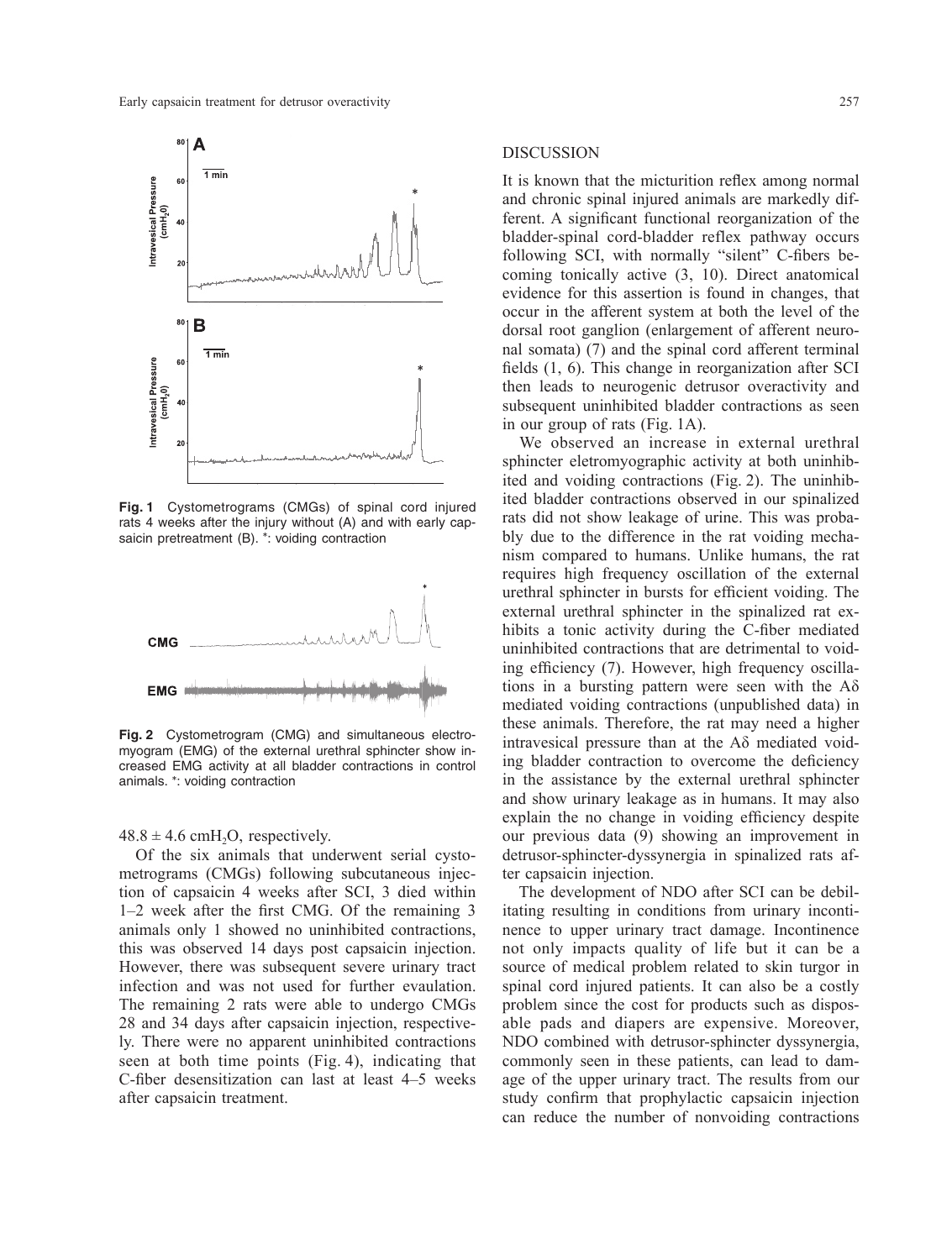**Fig. 1** Cystometrograms (CMGs) of spinal cord injured rats 4 weeks after the injury without (A) and with early capsaicin pretreatment (B). *: voiding contraction

**Fig. 2** Cystometrogram (CMG) and simultaneous electromyogram (EMG) of the external urethral sphincter show increased EMG activity at all bladder contractions in control animals. *: voiding contraction

$48.8 \pm 4.6$ cm$H_2O$, respectively.

Of the six animals that underwent serial cystometrograms (CMGs) following subcutaneous injection of capsaicin 4 weeks after SCI, 3 died within 1–2 week after the first CMG. Of the remaining 3 animals only 1 showed no uninhibited contractions, this was observed 14 days post capsaicin injection. However, there was subsequent severe urinary tract infection and was not used for further evaulation. The remaining 2 rats were able to undergo CMGs 28 and 34 days after capsaicin injection, respectively. There were no apparent uninhibited contractions seen at both time points (Fig. 4), indicating that C-fiber desensitization can last at least 4–5 weeks after capsaicin treatment.

## DISCUSSION

It is known that the micturition reflex among normal and chronic spinal injured animals are markedly different. A significant functional reorganization of the bladder-spinal cord-bladder reflex pathway occurs following SCI, with normally "silent" C-fibers becoming tonically active (3, 10). Direct anatomical evidence for this assertion is found in changes, that occur in the afferent system at both the level of the dorsal root ganglion (enlargement of afferent neuronal somata) (7) and the spinal cord afferent terminal fields (1, 6). This change in reorganization after SCI then leads to neurogenic detrusor overactivity and subsequent uninhibited bladder contractions as seen in our group of rats (Fig. 1A).

We observed an increase in external urethral sphincter eletromyographic activity at both uninhibited and voiding contractions (Fig. 2). The uninhibited bladder contractions observed in our spinalized rats did not show leakage of urine. This was probably due to the difference in the rat voiding mechanism compared to humans. Unlike humans, the rat requires high frequency oscillation of the external urethral sphincter in bursts for efficient voiding. The external urethral sphincter in the spinalized rat exhibits a tonic activity during the C-fiber mediated uninhibited contractions that are detrimental to voiding efficiency (7). However, high frequency oscillations in a bursting pattern were seen with the Aδ mediated voiding contractions (unpublished data) in these animals. Therefore, the rat may need a higher intravesical pressure than at the Aδ mediated voiding bladder contraction to overcome the deficiency in the assistance by the external urethral sphincter and show urinary leakage as in humans. It may also explain the no change in voiding efficiency despite our previous data (9) showing an improvement in detrusor-sphincter-dyssynergia in spinalized rats after capsaicin injection.

The development of NDO after SCI can be debilitating resulting in conditions from urinary incontinence to upper urinary tract damage. Incontinence not only impacts quality of life but it can be a source of medical problem related to skin turgor in spinal cord injured patients. It can also be a costly problem since the cost for products such as disposable pads and diapers are expensive. Moreover, NDO combined with detrusor-sphincter dyssynergia, commonly seen in these patients, can lead to damage of the upper urinary tract. The results from our study confirm that prophylactic capsaicin injection can reduce the number of nonvoiding contractions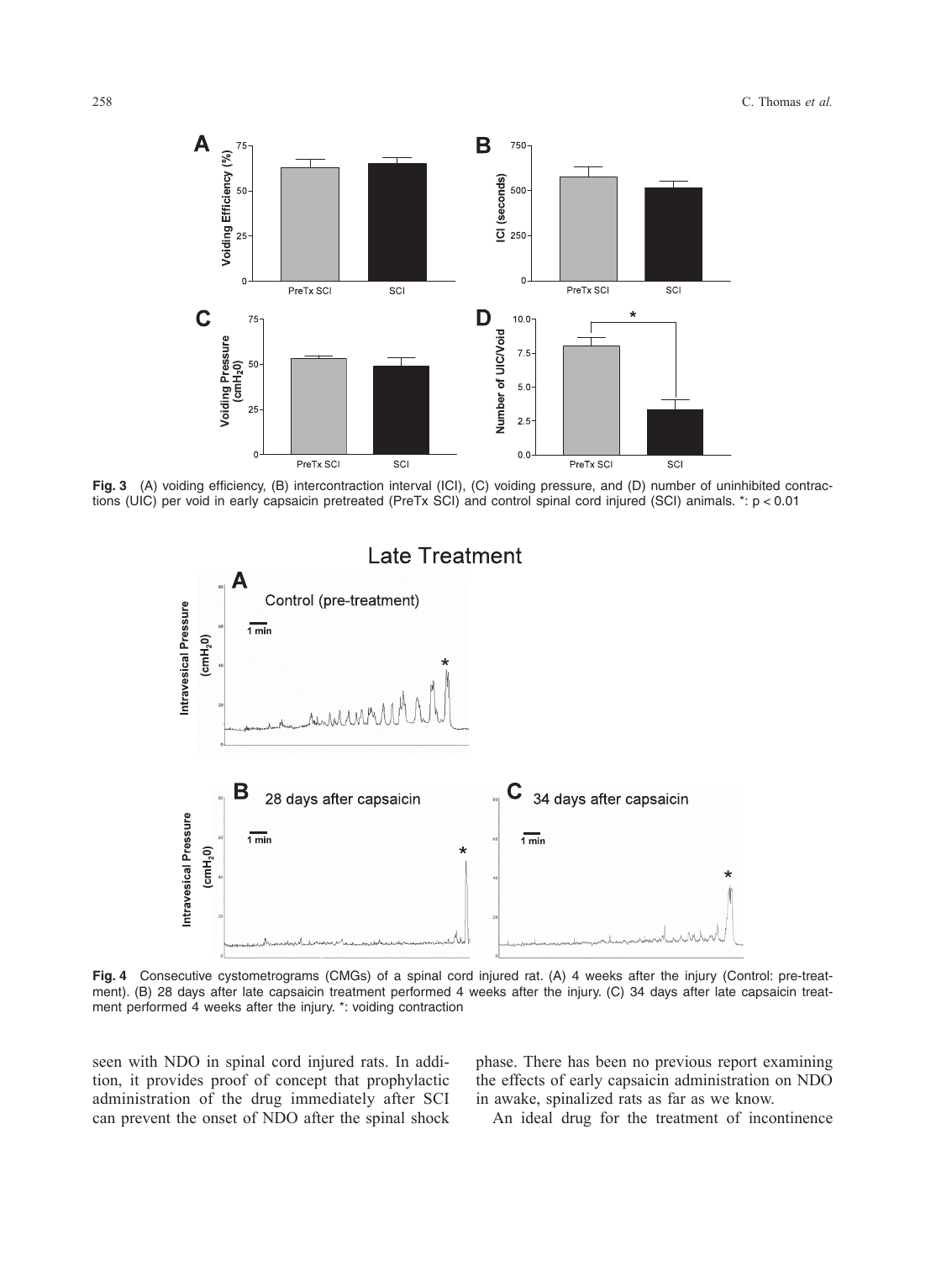**Fig. 3** (A) voiding efficiency, (B) intercontraction interval (ICI), (C) voiding pressure, and (D) number of uninhibited contractions (UIC) per void in early capsaicin pretreated (PreTx SCI) and control spinal cord injured (SCI) animals. *: $p < 0.01$

**Fig. 4** Consecutive cystometrograms (CMGs) of a spinal cord injured rat. (A) 4 weeks after the injury (Control: pre-treatment). (B) 28 days after late capsaicin treatment performed 4 weeks after the injury. (C) 34 days after late capsaicin treatment performed 4 weeks after the injury. *: voiding contraction

seen with NDO in spinal cord injured rats. In addition, it provides proof of concept that prophylactic administration of the drug immediately after SCI can prevent the onset of NDO after the spinal shock phase. There has been no previous report examining the effects of early capsaicin administration on NDO in awake, spinalized rats as far as we know.

An ideal drug for the treatment of incontinence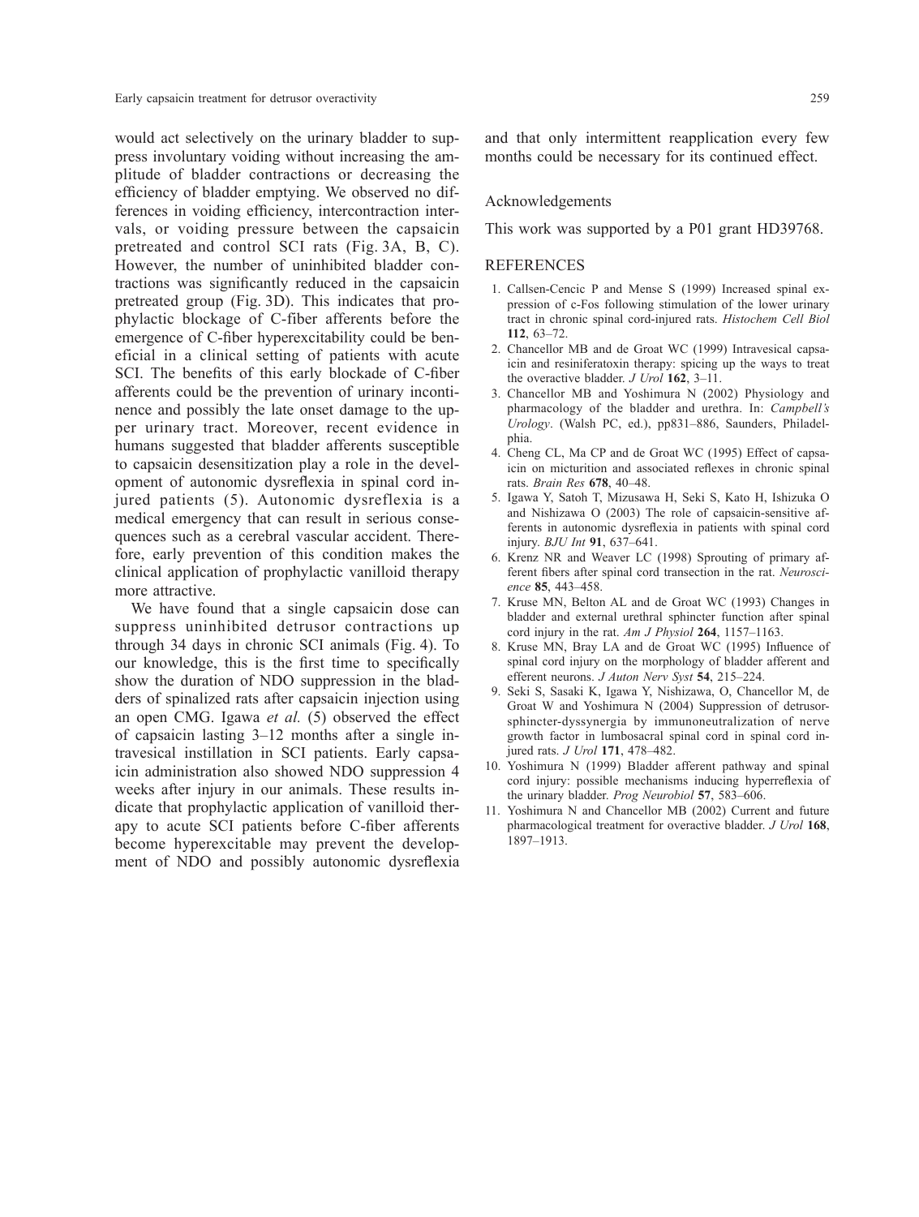would act selectively on the urinary bladder to suppress involuntary voiding without increasing the amplitude of bladder contractions or decreasing the efficiency of bladder emptying. We observed no differences in voiding efficiency, intercontraction intervals, or voiding pressure between the capsaicin pretreated and control SCI rats (Fig. 3A, B, C). However, the number of uninhibited bladder contractions was significantly reduced in the capsaicin pretreated group (Fig. 3D). This indicates that prophylactic blockage of C-fiber afferents before the emergence of C-fiber hyperexcitability could be beneficial in a clinical setting of patients with acute SCI. The benefits of this early blockade of C-fiber afferents could be the prevention of urinary incontinence and possibly the late onset damage to the upper urinary tract. Moreover, recent evidence in humans suggested that bladder afferents susceptible to capsaicin desensitization play a role in the development of autonomic dysreflexia in spinal cord injured patients (5). Autonomic dysreflexia is a medical emergency that can result in serious consequences such as a cerebral vascular accident. Therefore, early prevention of this condition makes the clinical application of prophylactic vanilloid therapy more attractive.

We have found that a single capsaicin dose can suppress uninhibited detrusor contractions up through 34 days in chronic SCI animals (Fig. 4). To our knowledge, this is the first time to specifically show the duration of NDO suppression in the bladders of spinalized rats after capsaicin injection using an open CMG. Igawa *et al.* (5) observed the effect of capsaicin lasting 3–12 months after a single intravesical instillation in SCI patients. Early capsaicin administration also showed NDO suppression 4 weeks after injury in our animals. These results indicate that prophylactic application of vanilloid therapy to acute SCI patients before C-fiber afferents become hyperexcitable may prevent the development of NDO and possibly autonomic dysreflexia and that only intermittent reapplication every few months could be necessary for its continued effect.

## Acknowledgements

This work was supported by a P01 grant HD39768.

## REFERENCES

1. Callsen-Cencic P and Mense S (1999) Increased spinal expression of c-Fos following stimulation of the lower urinary tract in chronic spinal cord-injured rats. *Histochem Cell Biol* **112**, 63–72.
2. Chancellor MB and de Groat WC (1999) Intravesical capsaicin and resiniferatoxin therapy: spicing up the ways to treat the overactive bladder. *J Urol* **162**, 3–11.
3. Chancellor MB and Yoshimura N (2002) Physiology and pharmacology of the bladder and urethra. In: *Campbell's Urology*. (Walsh PC, ed.), pp831–886, Saunders, Philadelphia.
4. Cheng CL, Ma CP and de Groat WC (1995) Effect of capsaicin on micturition and associated reflexes in chronic spinal rats. *Brain Res* **678**, 40–48.
5. Igawa Y, Satoh T, Mizusawa H, Seki S, Kato H, Ishizuka O and Nishizawa O (2003) The role of capsaicin-sensitive afferents in autonomic dysreflexia in patients with spinal cord injury. *BJU Int* **91**, 637–641.
6. Krenz NR and Weaver LC (1998) Sprouting of primary afferent fibers after spinal cord transection in the rat. *Neuroscience* **85**, 443–458.
7. Kruse MN, Belton AL and de Groat WC (1993) Changes in bladder and external urethral sphincter function after spinal cord injury in the rat. *Am J Physiol* **264**, 1157–1163.
8. Kruse MN, Bray LA and de Groat WC (1995) Influence of spinal cord injury on the morphology of bladder afferent and efferent neurons. *J Auton Nerv Syst* **54**, 215–224.
9. Seki S, Sasaki K, Igawa Y, Nishizawa, O, Chancellor M, de Groat W and Yoshimura N (2004) Suppression of detrusor-sphincter-dyssynergia by immunoneutralization of nerve growth factor in lumbosacral spinal cord in spinal cord injured rats. *J Urol* **171**, 478–482.
10. Yoshimura N (1999) Bladder afferent pathway and spinal cord injury: possible mechanisms inducing hyperreflexia of the urinary bladder. *Prog Neurobiol* **57**, 583–606.
11. Yoshimura N and Chancellor MB (2002) Current and future pharmacological treatment for overactive bladder. *J Urol* **168**, 1897–1913.